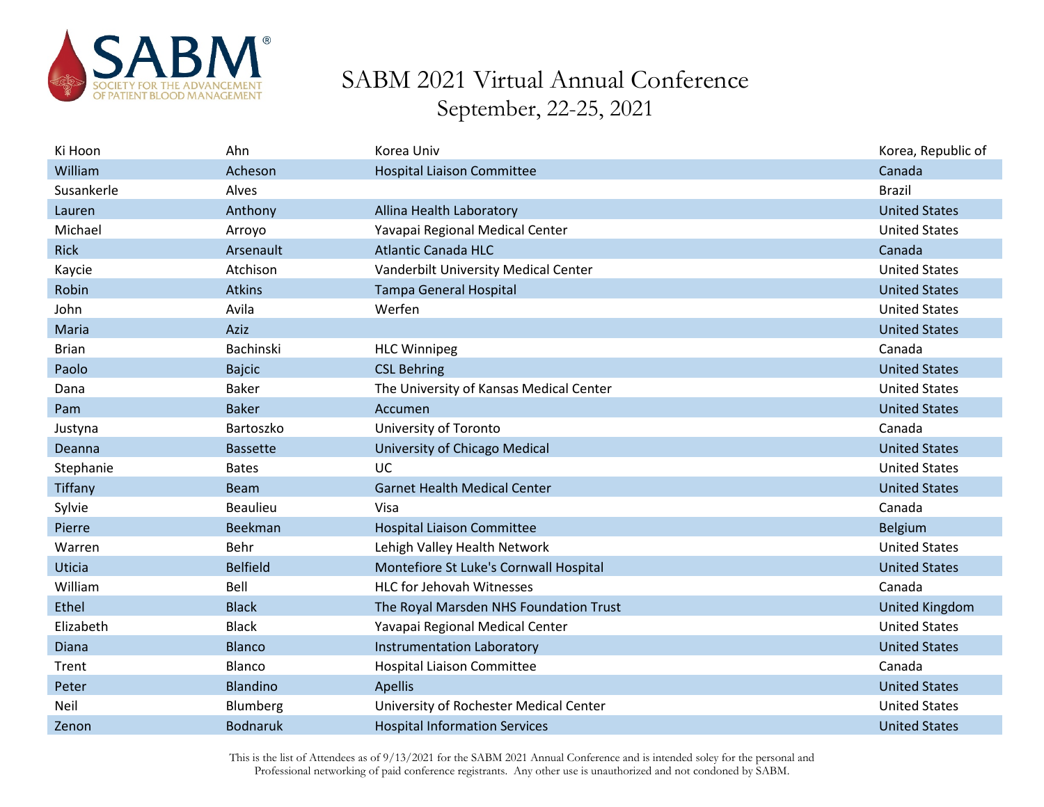# SABM 2021 Virtual Annual Conference

## September, 22-25, 2021

| | | | |
|---|---|---|---|
| Ki Hoon | Ahn | Korea Univ | Korea, Republic of |
| William | Acheson | Hospital Liaison Committee | Canada |
| Susankerle | Alves | | Brazil |
| Lauren | Anthony | Allina Health Laboratory | United States |
| Michael | Arroyo | Yavapai Regional Medical Center | United States |
| Rick | Arsenault | Atlantic Canada HLC | Canada |
| Kaycie | Atchison | Vanderbilt University Medical Center | United States |
| Robin | Atkins | Tampa General Hospital | United States |
| John | Avila | Werfen | United States |
| Maria | Aziz | | United States |
| Brian | Bachinski | HLC Winnipeg | Canada |
| Paolo | Bajcic | CSL Behring | United States |
| Dana | Baker | The University of Kansas Medical Center | United States |
| Pam | Baker | Accumen | United States |
| Justyna | Bartoszko | University of Toronto | Canada |
| Deanna | Bassette | University of Chicago Medical | United States |
| Stephanie | Bates | UC | United States |
| Tiffany | Beam | Garnet Health Medical Center | United States |
| Sylvie | Beaulieu | Visa | Canada |
| Pierre | Beekman | Hospital Liaison Committee | Belgium |
| Warren | Behr | Lehigh Valley Health Network | United States |
| Uticia | Belfield | Montefiore St Luke's Cornwall Hospital | United States |
| William | Bell | HLC for Jehovah Witnesses | Canada |
| Ethel | Black | The Royal Marsden NHS Foundation Trust | United Kingdom |
| Elizabeth | Black | Yavapai Regional Medical Center | United States |
| Diana | Blanco | Instrumentation Laboratory | United States |
| Trent | Blanco | Hospital Liaison Committee | Canada |
| Peter | Blandino | Apellis | United States |
| Neil | Blumberg | University of Rochester Medical Center | United States |
| Zenon | Bodnaruk | Hospital Information Services | United States |

This is the list of Attendees as of 9/13/2021 for the SABM 2021 Annual Conference and is intended soley for the personal and Professional networking of paid conference registrants. Any other use is unauthorized and not condoned by SABM.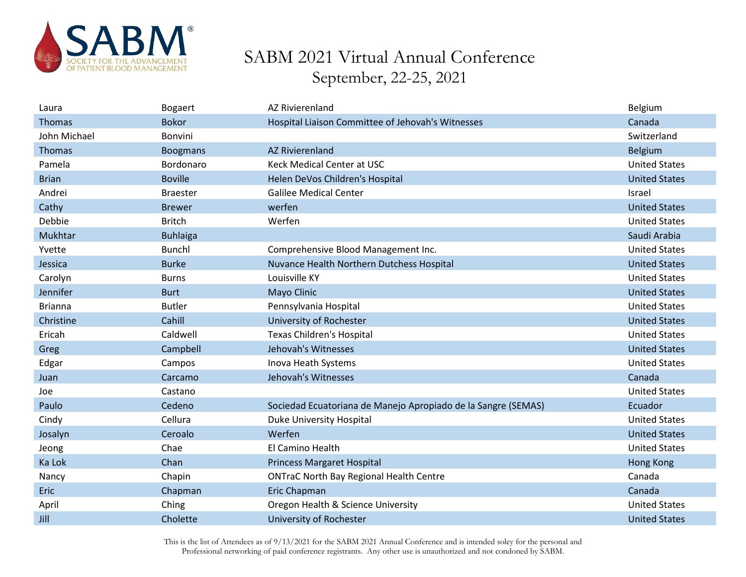# SABM 2021 Virtual Annual Conference

September, 22-25, 2021

| | | | |
|---|---|---|---|
| Laura | Bogaert | AZ Rivierenland | Belgium |
| Thomas | Bokor | Hospital Liaison Committee of Jehovah's Witnesses | Canada |
| John Michael | Bonvini | | Switzerland |
| Thomas | Boogmans | AZ Rivierenland | Belgium |
| Pamela | Bordonaro | Keck Medical Center at USC | United States |
| Brian | Boville | Helen DeVos Children's Hospital | United States |
| Andrei | Braester | Galilee Medical Center | Israel |
| Cathy | Brewer | werfen | United States |
| Debbie | Britch | Werfen | United States |
| Mukhtar | Buhlaiga | | Saudi Arabia |
| Yvette | Bunchl | Comprehensive Blood Management Inc. | United States |
| Jessica | Burke | Nuvance Health Northern Dutchess Hospital | United States |
| Carolyn | Burns | Louisville KY | United States |
| Jennifer | Burt | Mayo Clinic | United States |
| Brianna | Butler | Pennsylvania Hospital | United States |
| Christine | Cahill | University of Rochester | United States |
| Ericah | Caldwell | Texas Children's Hospital | United States |
| Greg | Campbell | Jehovah's Witnesses | United States |
| Edgar | Campos | Inova Heath Systems | United States |
| Juan | Carcamo | Jehovah's Witnesses | Canada |
| Joe | Castano | | United States |
| Paulo | Cedeno | Sociedad Ecuatoriana de Manejo Apropiado de la Sangre (SEMAS) | Ecuador |
| Cindy | Cellura | Duke University Hospital | United States |
| Josalyn | Ceroalo | Werfen | United States |
| Jeong | Chae | El Camino Health | United States |
| Ka Lok | Chan | Princess Margaret Hospital | Hong Kong |
| Nancy | Chapin | ONTraC North Bay Regional Health Centre | Canada |
| Eric | Chapman | Eric Chapman | Canada |
| April | Ching | Oregon Health & Science University | United States |
| Jill | Cholette | University of Rochester | United States |

This is the list of Attendees as of 9/13/2021 for the SABM 2021 Annual Conference and is intended soley for the personal and Professional networking of paid conference registrants. Any other use is unauthorized and not condoned by SABM.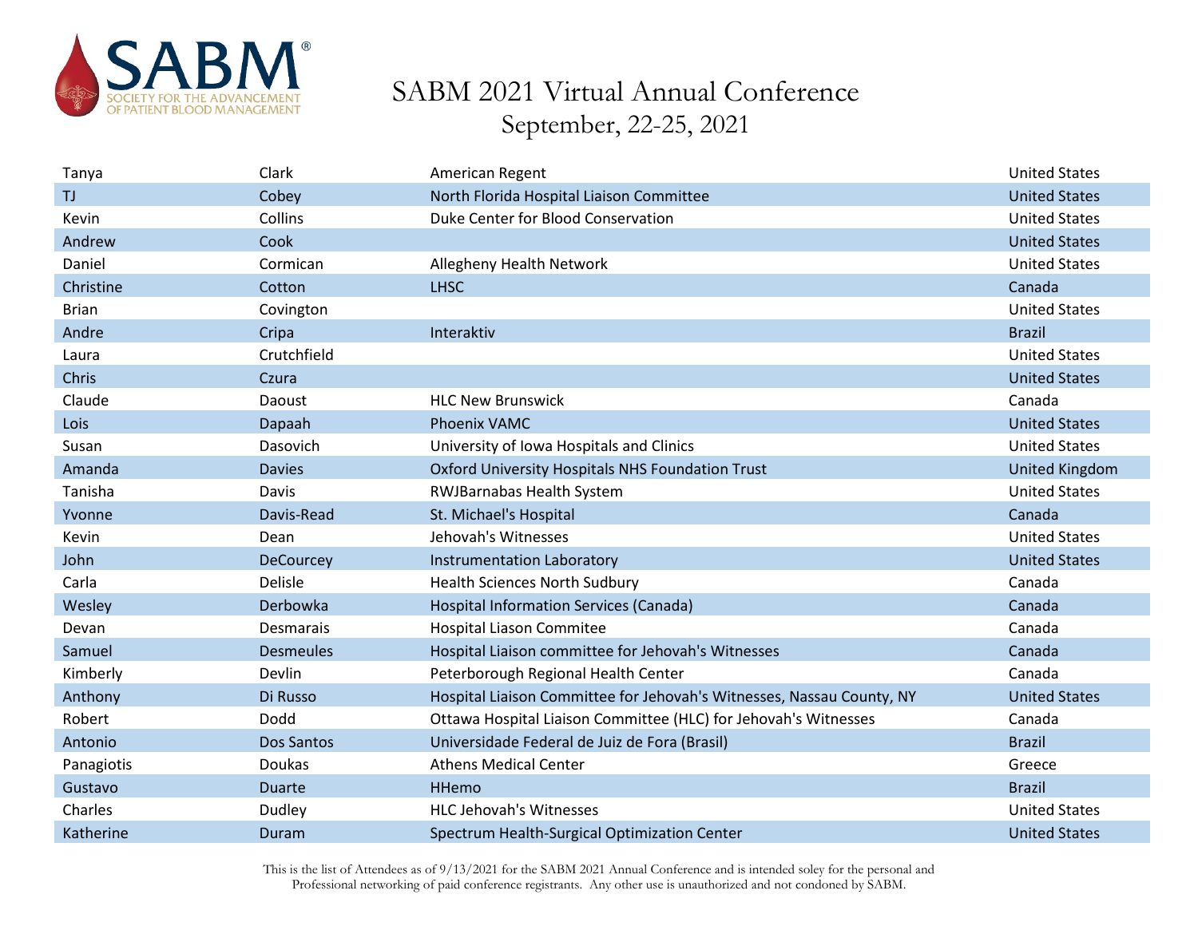# SABM 2021 Virtual Annual Conference

September, 22-25, 2021

| | | | |
|---|---|---|---|
| Tanya | Clark | American Regent | United States |
| TJ | Cobey | North Florida Hospital Liaison Committee | United States |
| Kevin | Collins | Duke Center for Blood Conservation | United States |
| Andrew | Cook | | United States |
| Daniel | Cormican | Allegheny Health Network | United States |
| Christine | Cotton | LHSC | Canada |
| Brian | Covington | | United States |
| Andre | Cripa | Interaktiv | Brazil |
| Laura | Crutchfield | | United States |
| Chris | Czura | | United States |
| Claude | Daoust | HLC New Brunswick | Canada |
| Lois | Dapaah | Phoenix VAMC | United States |
| Susan | Dasovich | University of Iowa Hospitals and Clinics | United States |
| Amanda | Davies | Oxford University Hospitals NHS Foundation Trust | United Kingdom |
| Tanisha | Davis | RWJBarnabas Health System | United States |
| Yvonne | Davis-Read | St. Michael's Hospital | Canada |
| Kevin | Dean | Jehovah's Witnesses | United States |
| John | DeCourcey | Instrumentation Laboratory | United States |
| Carla | Delisle | Health Sciences North Sudbury | Canada |
| Wesley | Derbowka | Hospital Information Services (Canada) | Canada |
| Devan | Desmarais | Hospital Liason Commitee | Canada |
| Samuel | Desmeules | Hospital Liaison committee for Jehovah's Witnesses | Canada |
| Kimberly | Devlin | Peterborough Regional Health Center | Canada |
| Anthony | Di Russo | Hospital Liaison Committee for Jehovah's Witnesses, Nassau County, NY | United States |
| Robert | Dodd | Ottawa Hospital Liaison Committee (HLC) for Jehovah's Witnesses | Canada |
| Antonio | Dos Santos | Universidade Federal de Juiz de Fora (Brasil) | Brazil |
| Panagiotis | Doukas | Athens Medical Center | Greece |
| Gustavo | Duarte | HHemo | Brazil |
| Charles | Dudley | HLC Jehovah's Witnesses | United States |
| Katherine | Duram | Spectrum Health-Surgical Optimization Center | United States |

This is the list of Attendees as of 9/13/2021 for the SABM 2021 Annual Conference and is intended soley for the personal and Professional networking of paid conference registrants. Any other use is unauthorized and not condoned by SABM.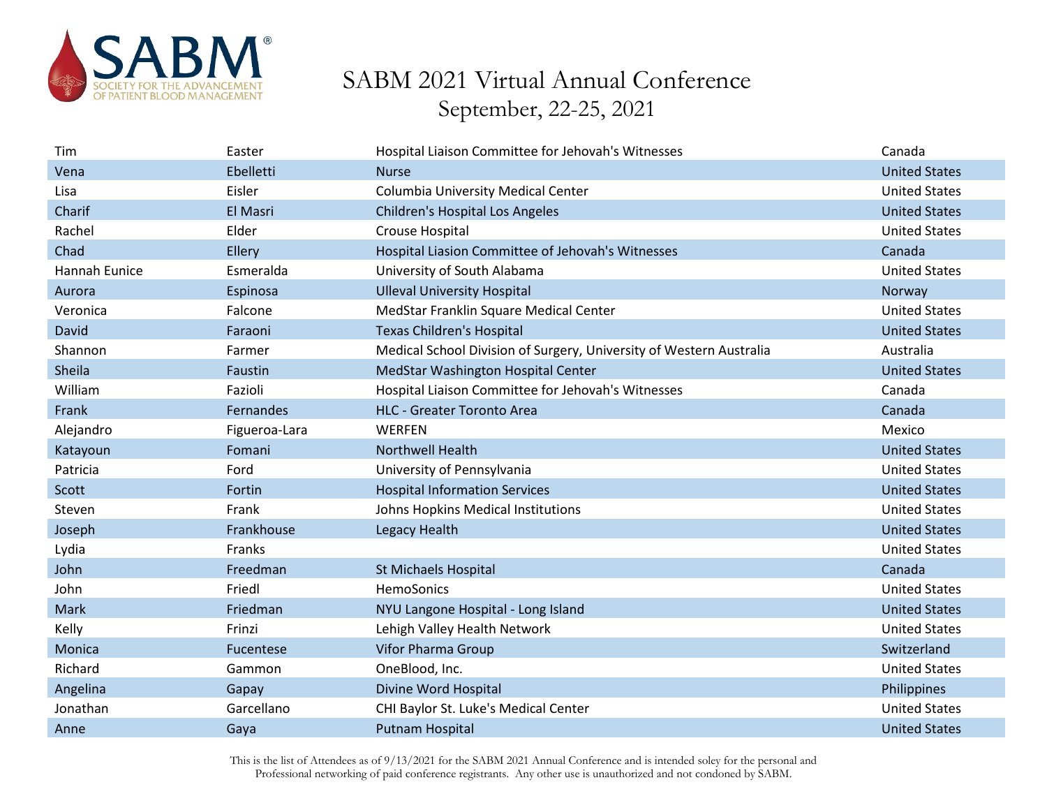# SABM 2021 Virtual Annual Conference

September, 22-25, 2021

| | | | |
|---|---|---|---|
| Tim | Easter | Hospital Liaison Committee for Jehovah's Witnesses | Canada |
| Vena | Ebelletti | Nurse | United States |
| Lisa | Eisler | Columbia University Medical Center | United States |
| Charif | El Masri | Children's Hospital Los Angeles | United States |
| Rachel | Elder | Crouse Hospital | United States |
| Chad | Ellery | Hospital Liasion Committee of Jehovah's Witnesses | Canada |
| Hannah Eunice | Esmeralda | University of South Alabama | United States |
| Aurora | Espinosa | Ulleval University Hospital | Norway |
| Veronica | Falcone | MedStar Franklin Square Medical Center | United States |
| David | Faraoni | Texas Children's Hospital | United States |
| Shannon | Farmer | Medical School Division of Surgery, University of Western Australia | Australia |
| Sheila | Faustin | MedStar Washington Hospital Center | United States |
| William | Fazioli | Hospital Liaison Committee for Jehovah's Witnesses | Canada |
| Frank | Fernandes | HLC - Greater Toronto Area | Canada |
| Alejandro | Figueroa-Lara | WERFEN | Mexico |
| Katayoun | Fomani | Northwell Health | United States |
| Patricia | Ford | University of Pennsylvania | United States |
| Scott | Fortin | Hospital Information Services | United States |
| Steven | Frank | Johns Hopkins Medical Institutions | United States |
| Joseph | Frankhouse | Legacy Health | United States |
| Lydia | Franks | | United States |
| John | Freedman | St Michaels Hospital | Canada |
| John | Friedl | HemoSonics | United States |
| Mark | Friedman | NYU Langone Hospital - Long Island | United States |
| Kelly | Frinzi | Lehigh Valley Health Network | United States |
| Monica | Fucentese | Vifor Pharma Group | Switzerland |
| Richard | Gammon | OneBlood, Inc. | United States |
| Angelina | Gapay | Divine Word Hospital | Philippines |
| Jonathan | Garcellano | CHI Baylor St. Luke's Medical Center | United States |
| Anne | Gaya | Putnam Hospital | United States |

This is the list of Attendees as of 9/13/2021 for the SABM 2021 Annual Conference and is intended soley for the personal and Professional networking of paid conference registrants. Any other use is unauthorized and not condoned by SABM.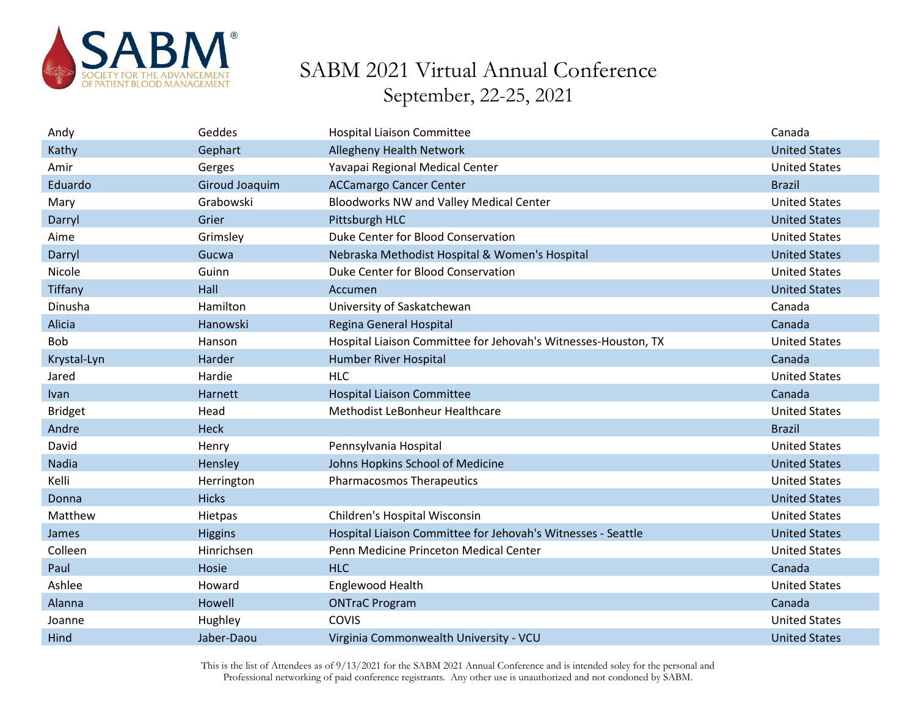# SABM 2021 Virtual Annual Conference

September, 22-25, 2021

| | | | |
|---|---|---|---|
| Andy | Geddes | Hospital Liaison Committee | Canada |
| Kathy | Gephart | Allegheny Health Network | United States |
| Amir | Gerges | Yavapai Regional Medical Center | United States |
| Eduardo | Giroud Joaquim | ACCamargo Cancer Center | Brazil |
| Mary | Grabowski | Bloodworks NW and Valley Medical Center | United States |
| Darryl | Grier | Pittsburgh HLC | United States |
| Aime | Grimsley | Duke Center for Blood Conservation | United States |
| Darryl | Gucwa | Nebraska Methodist Hospital & Women's Hospital | United States |
| Nicole | Guinn | Duke Center for Blood Conservation | United States |
| Tiffany | Hall | Accumen | United States |
| Dinusha | Hamilton | University of Saskatchewan | Canada |
| Alicia | Hanowski | Regina General Hospital | Canada |
| Bob | Hanson | Hospital Liaison Committee for Jehovah's Witnesses-Houston, TX | United States |
| Krystal-Lyn | Harder | Humber River Hospital | Canada |
| Jared | Hardie | HLC | United States |
| Ivan | Harnett | Hospital Liaison Committee | Canada |
| Bridget | Head | Methodist LeBonheur Healthcare | United States |
| Andre | Heck | | Brazil |
| David | Henry | Pennsylvania Hospital | United States |
| Nadia | Hensley | Johns Hopkins School of Medicine | United States |
| Kelli | Herrington | Pharmacosmos Therapeutics | United States |
| Donna | Hicks | | United States |
| Matthew | Hietpas | Children's Hospital Wisconsin | United States |
| James | Higgins | Hospital Liaison Committee for Jehovah's Witnesses - Seattle | United States |
| Colleen | Hinrichsen | Penn Medicine Princeton Medical Center | United States |
| Paul | Hosie | HLC | Canada |
| Ashlee | Howard | Englewood Health | United States |
| Alanna | Howell | ONTraC Program | Canada |
| Joanne | Hughley | COVIS | United States |
| Hind | Jaber-Daou | Virginia Commonwealth University - VCU | United States |

This is the list of Attendees as of 9/13/2021 for the SABM 2021 Annual Conference and is intended soley for the personal and Professional networking of paid conference registrants. Any other use is unauthorized and not condoned by SABM.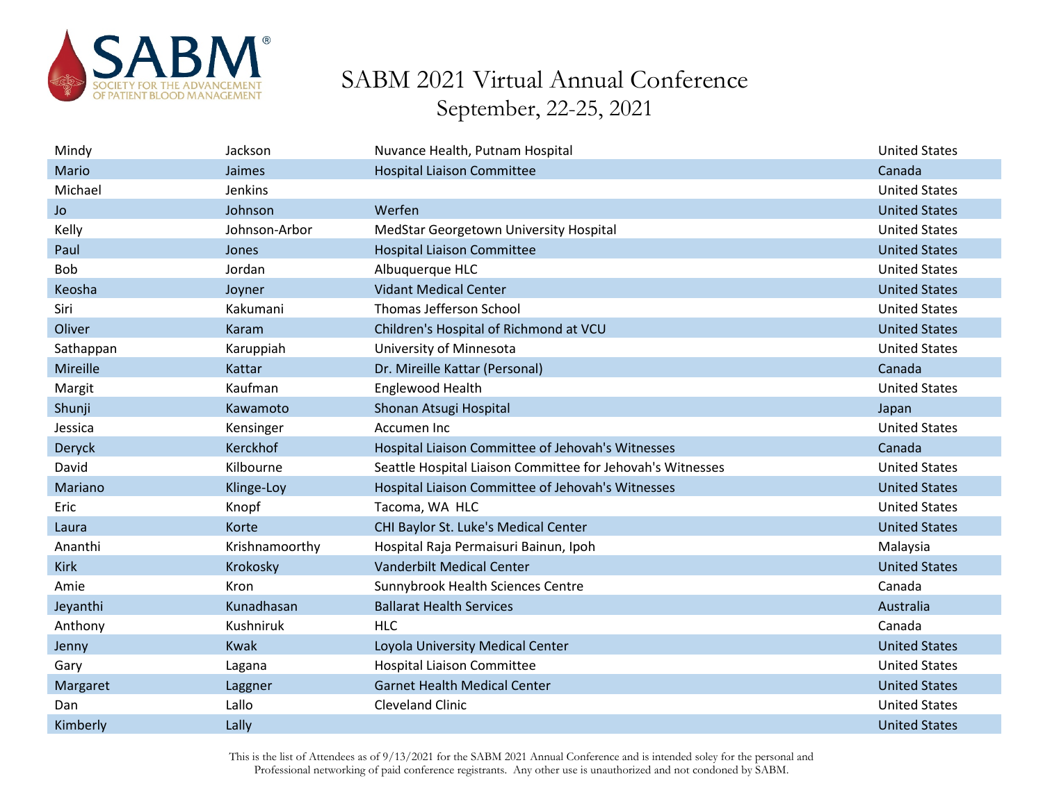# SABM 2021 Virtual Annual Conference

September, 22-25, 2021

| | | | |
|---|---|---|---|
| Mindy | Jackson | Nuvance Health, Putnam Hospital | United States |
| Mario | Jaimes | Hospital Liaison Committee | Canada |
| Michael | Jenkins | | United States |
| Jo | Johnson | Werfen | United States |
| Kelly | Johnson-Arbor | MedStar Georgetown University Hospital | United States |
| Paul | Jones | Hospital Liaison Committee | United States |
| Bob | Jordan | Albuquerque HLC | United States |
| Keosha | Joyner | Vidant Medical Center | United States |
| Siri | Kakumani | Thomas Jefferson School | United States |
| Oliver | Karam | Children's Hospital of Richmond at VCU | United States |
| Sathappan | Karuppiah | University of Minnesota | United States |
| Mireille | Kattar | Dr. Mireille Kattar (Personal) | Canada |
| Margit | Kaufman | Englewood Health | United States |
| Shunji | Kawamoto | Shonan Atsugi Hospital | Japan |
| Jessica | Kensinger | Accumen Inc | United States |
| Deryck | Kerckhof | Hospital Liaison Committee of Jehovah's Witnesses | Canada |
| David | Kilbourne | Seattle Hospital Liaison Committee for Jehovah's Witnesses | United States |
| Mariano | Klinge-Loy | Hospital Liaison Committee of Jehovah's Witnesses | United States |
| Eric | Knopf | Tacoma, WA HLC | United States |
| Laura | Korte | CHI Baylor St. Luke's Medical Center | United States |
| Ananthi | Krishnamoorthy | Hospital Raja Permaisuri Bainun, Ipoh | Malaysia |
| Kirk | Krokosky | Vanderbilt Medical Center | United States |
| Amie | Kron | Sunnybrook Health Sciences Centre | Canada |
| Jeyanthi | Kunadhasan | Ballarat Health Services | Australia |
| Anthony | Kushniruk | HLC | Canada |
| Jenny | Kwak | Loyola University Medical Center | United States |
| Gary | Lagana | Hospital Liaison Committee | United States |
| Margaret | Laggner | Garnet Health Medical Center | United States |
| Dan | Lallo | Cleveland Clinic | United States |
| Kimberly | Lally | | United States |

This is the list of Attendees as of 9/13/2021 for the SABM 2021 Annual Conference and is intended soley for the personal and Professional networking of paid conference registrants. Any other use is unauthorized and not condoned by SABM.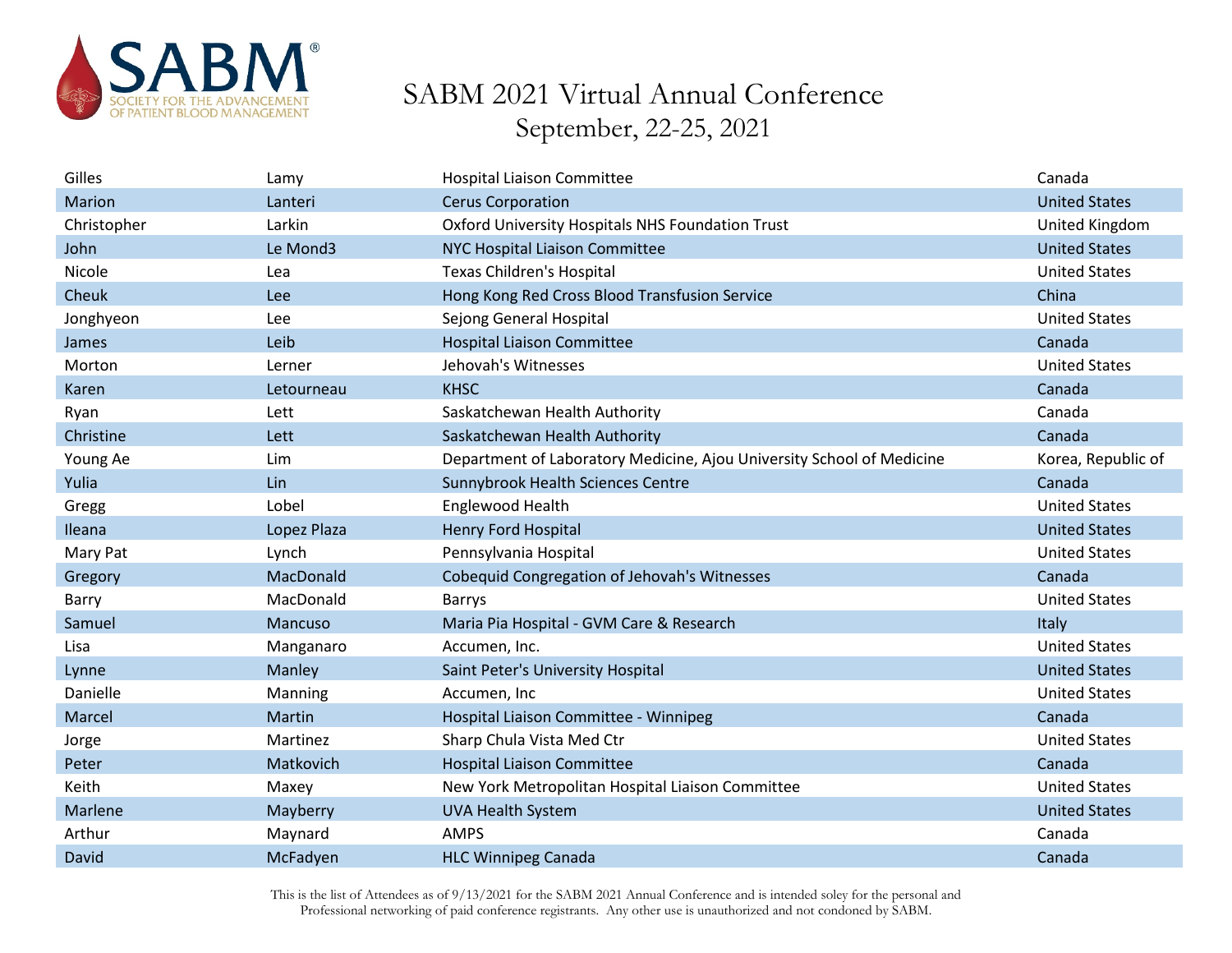SABM 2021 Virtual Annual Conference
September, 22-25, 2021

| | | | |
|---|---|---|---|
| Gilles | Lamy | Hospital Liaison Committee | Canada |
| Marion | Lanteri | Cerus Corporation | United States |
| Christopher | Larkin | Oxford University Hospitals NHS Foundation Trust | United Kingdom |
| John | Le Mond3 | NYC Hospital Liaison Committee | United States |
| Nicole | Lea | Texas Children's Hospital | United States |
| Cheuk | Lee | Hong Kong Red Cross Blood Transfusion Service | China |
| Jonghyeon | Lee | Sejong General Hospital | United States |
| James | Leib | Hospital Liaison Committee | Canada |
| Morton | Lerner | Jehovah's Witnesses | United States |
| Karen | Letourneau | KHSC | Canada |
| Ryan | Lett | Saskatchewan Health Authority | Canada |
| Christine | Lett | Saskatchewan Health Authority | Canada |
| Young Ae | Lim | Department of Laboratory Medicine, Ajou University School of Medicine | Korea, Republic of |
| Yulia | Lin | Sunnybrook Health Sciences Centre | Canada |
| Gregg | Lobel | Englewood Health | United States |
| Ileana | Lopez Plaza | Henry Ford Hospital | United States |
| Mary Pat | Lynch | Pennsylvania Hospital | United States |
| Gregory | MacDonald | Cobequid Congregation of Jehovah's Witnesses | Canada |
| Barry | MacDonald | Barrys | United States |
| Samuel | Mancuso | Maria Pia Hospital - GVM Care & Research | Italy |
| Lisa | Manganaro | Accumen, Inc. | United States |
| Lynne | Manley | Saint Peter's University Hospital | United States |
| Danielle | Manning | Accumen, Inc | United States |
| Marcel | Martin | Hospital Liaison Committee - Winnipeg | Canada |
| Jorge | Martinez | Sharp Chula Vista Med Ctr | United States |
| Peter | Matkovich | Hospital Liaison Committee | Canada |
| Keith | Maxey | New York Metropolitan Hospital Liaison Committee | United States |
| Marlene | Mayberry | UVA Health System | United States |
| Arthur | Maynard | AMPS | Canada |
| David | McFadyen | HLC Winnipeg Canada | Canada |

This is the list of Attendees as of 9/13/2021 for the SABM 2021 Annual Conference and is intended soley for the personal and Professional networking of paid conference registrants. Any other use is unauthorized and not condoned by SABM.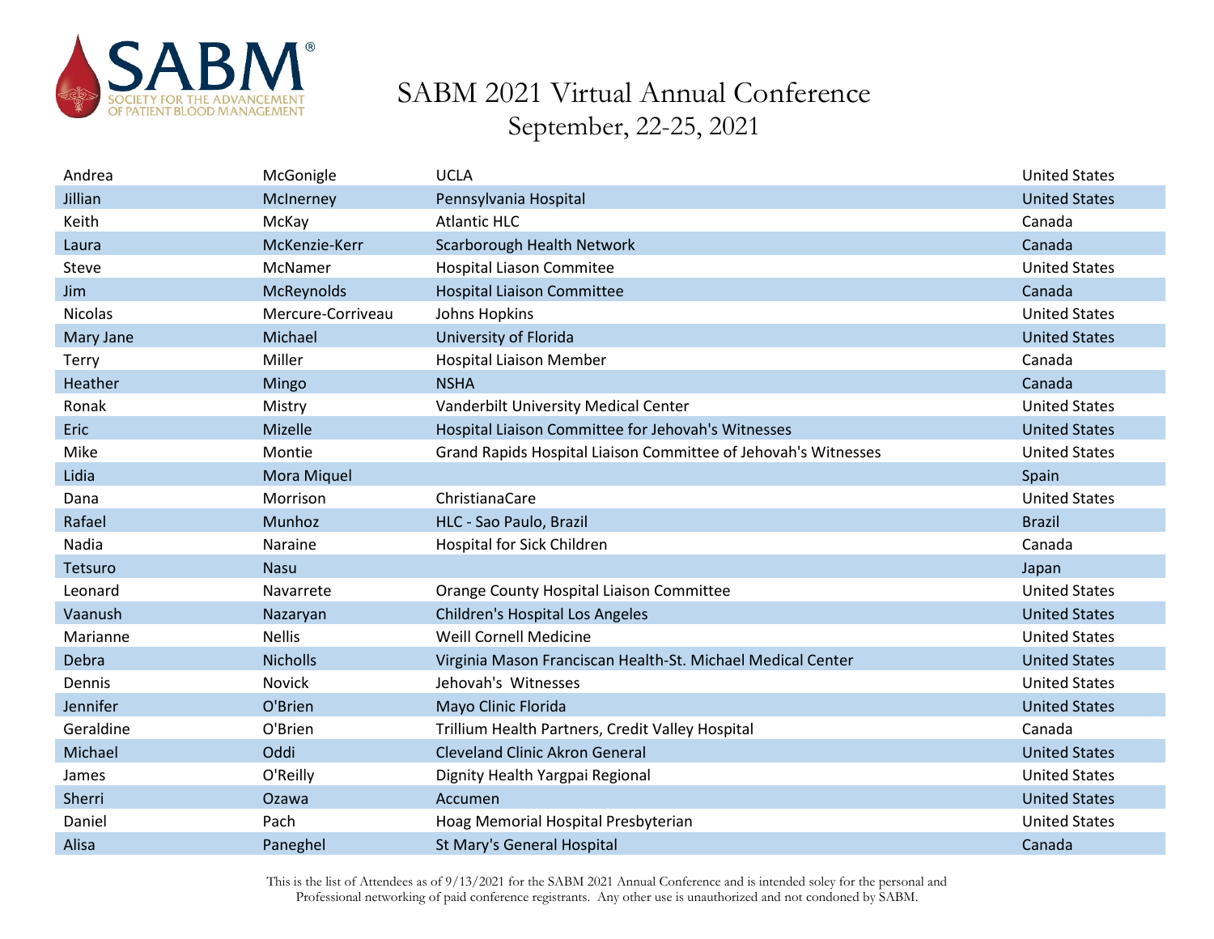# SABM 2021 Virtual Annual Conference

September, 22-25, 2021

| | | | |
|---|---|---|---|
| Andrea | McGonigle | UCLA | United States |
| Jillian | McInerney | Pennsylvania Hospital | United States |
| Keith | McKay | Atlantic HLC | Canada |
| Laura | McKenzie-Kerr | Scarborough Health Network | Canada |
| Steve | McNamer | Hospital Liason Commitee | United States |
| Jim | McReynolds | Hospital Liaison Committee | Canada |
| Nicolas | Mercure-Corriveau | Johns Hopkins | United States |
| Mary Jane | Michael | University of Florida | United States |
| Terry | Miller | Hospital Liaison Member | Canada |
| Heather | Mingo | NSHA | Canada |
| Ronak | Mistry | Vanderbilt University Medical Center | United States |
| Eric | Mizelle | Hospital Liaison Committee for Jehovah's Witnesses | United States |
| Mike | Montie | Grand Rapids Hospital Liaison Committee of Jehovah's Witnesses | United States |
| Lidia | Mora Miquel | | Spain |
| Dana | Morrison | ChristianaCare | United States |
| Rafael | Munhoz | HLC - Sao Paulo, Brazil | Brazil |
| Nadia | Naraine | Hospital for Sick Children | Canada |
| Tetsuro | Nasu | | Japan |
| Leonard | Navarrete | Orange County Hospital Liaison Committee | United States |
| Vaanush | Nazaryan | Children's Hospital Los Angeles | United States |
| Marianne | Nellis | Weill Cornell Medicine | United States |
| Debra | Nicholls | Virginia Mason Franciscan Health-St. Michael Medical Center | United States |
| Dennis | Novick | Jehovah's Witnesses | United States |
| Jennifer | O'Brien | Mayo Clinic Florida | United States |
| Geraldine | O'Brien | Trillium Health Partners, Credit Valley Hospital | Canada |
| Michael | Oddi | Cleveland Clinic Akron General | United States |
| James | O'Reilly | Dignity Health Yargpai Regional | United States |
| Sherri | Ozawa | Accumen | United States |
| Daniel | Pach | Hoag Memorial Hospital Presbyterian | United States |
| Alisa | Paneghel | St Mary's General Hospital | Canada |

This is the list of Attendees as of 9/13/2021 for the SABM 2021 Annual Conference and is intended soley for the personal and Professional networking of paid conference registrants. Any other use is unauthorized and not condoned by SABM.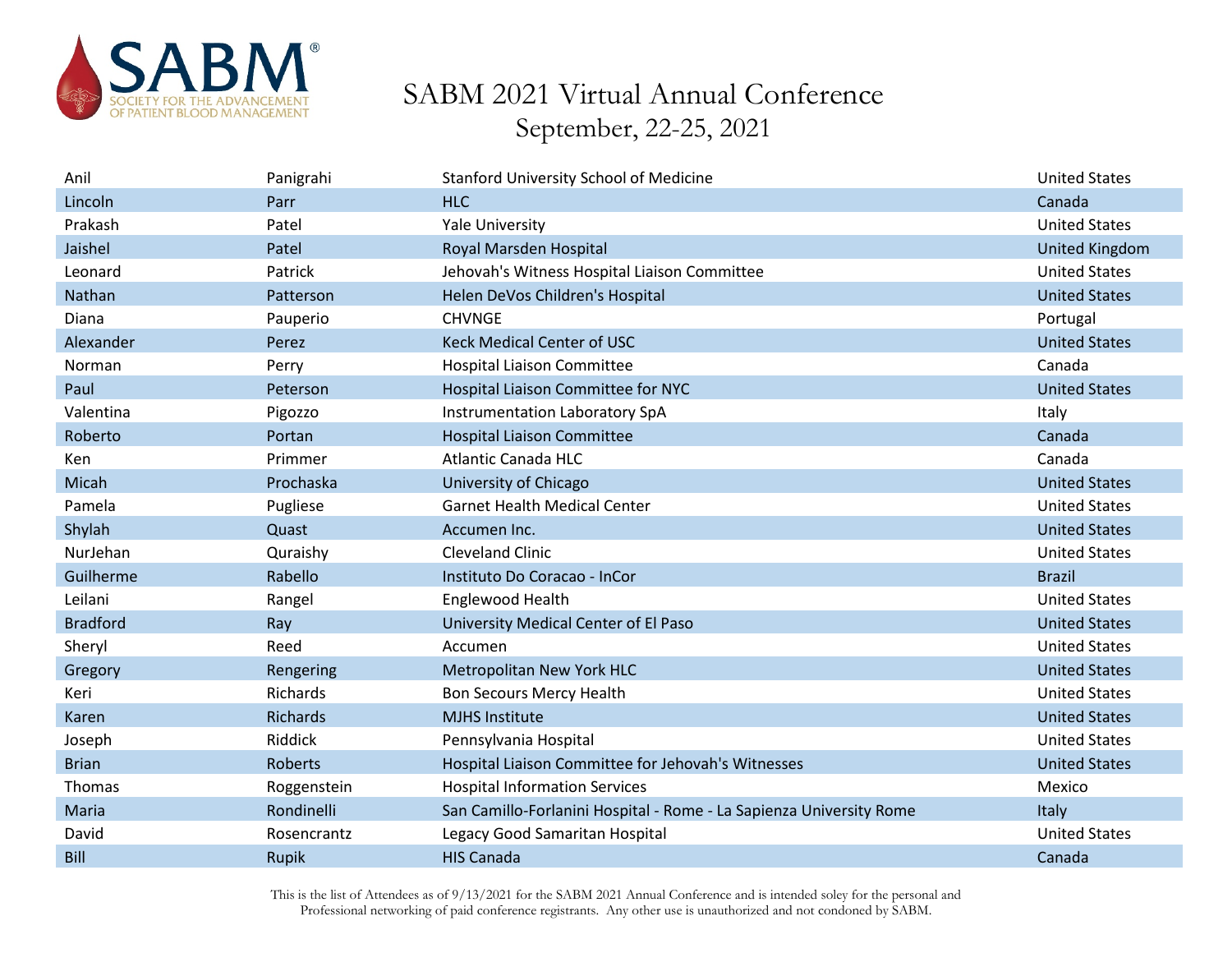# SABM 2021 Virtual Annual Conference

September, 22-25, 2021

| | | | |
|---|---|---|---|
| Anil | Panigrahi | Stanford University School of Medicine | United States |
| Lincoln | Parr | HLC | Canada |
| Prakash | Patel | Yale University | United States |
| Jaishel | Patel | Royal Marsden Hospital | United Kingdom |
| Leonard | Patrick | Jehovah's Witness Hospital Liaison Committee | United States |
| Nathan | Patterson | Helen DeVos Children's Hospital | United States |
| Diana | Pauperio | CHVNGE | Portugal |
| Alexander | Perez | Keck Medical Center of USC | United States |
| Norman | Perry | Hospital Liaison Committee | Canada |
| Paul | Peterson | Hospital Liaison Committee for NYC | United States |
| Valentina | Pigozzo | Instrumentation Laboratory SpA | Italy |
| Roberto | Portan | Hospital Liaison Committee | Canada |
| Ken | Primmer | Atlantic Canada HLC | Canada |
| Micah | Prochaska | University of Chicago | United States |
| Pamela | Pugliese | Garnet Health Medical Center | United States |
| Shylah | Quast | Accumen Inc. | United States |
| NurJehan | Quraishy | Cleveland Clinic | United States |
| Guilherme | Rabello | Instituto Do Coracao - InCor | Brazil |
| Leilani | Rangel | Englewood Health | United States |
| Bradford | Ray | University Medical Center of El Paso | United States |
| Sheryl | Reed | Accumen | United States |
| Gregory | Rengering | Metropolitan New York HLC | United States |
| Keri | Richards | Bon Secours Mercy Health | United States |
| Karen | Richards | MJHS Institute | United States |
| Joseph | Riddick | Pennsylvania Hospital | United States |
| Brian | Roberts | Hospital Liaison Committee for Jehovah's Witnesses | United States |
| Thomas | Roggenstein | Hospital Information Services | Mexico |
| Maria | Rondinelli | San Camillo-Forlanini Hospital - Rome - La Sapienza University Rome | Italy |
| David | Rosencrantz | Legacy Good Samaritan Hospital | United States |
| Bill | Rupik | HIS Canada | Canada |

This is the list of Attendees as of 9/13/2021 for the SABM 2021 Annual Conference and is intended soley for the personal and Professional networking of paid conference registrants. Any other use is unauthorized and not condoned by SABM.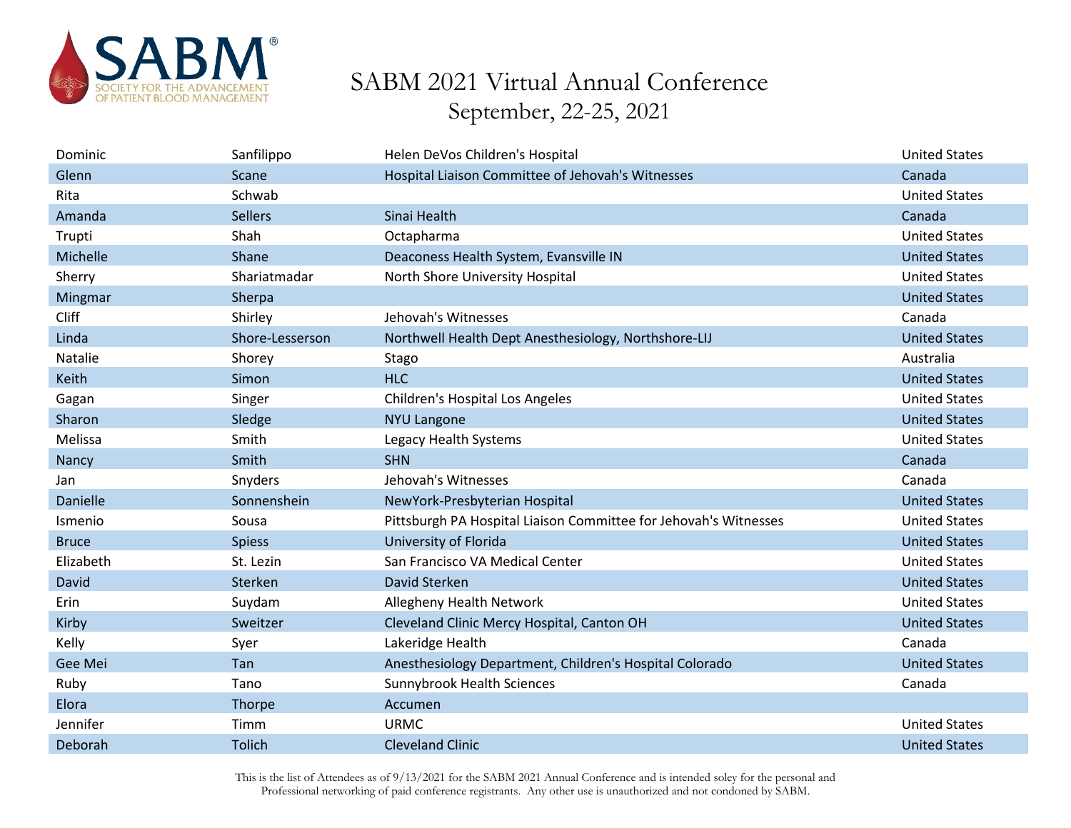# SABM 2021 Virtual Annual Conference
## September, 22-25, 2021

| | | | |
|---|---|---|---|
| Dominic | Sanfilippo | Helen DeVos Children's Hospital | United States |
| Glenn | Scane | Hospital Liaison Committee of Jehovah's Witnesses | Canada |
| Rita | Schwab | | United States |
| Amanda | Sellers | Sinai Health | Canada |
| Trupti | Shah | Octapharma | United States |
| Michelle | Shane | Deaconess Health System, Evansville IN | United States |
| Sherry | Shariatmadar | North Shore University Hospital | United States |
| Mingmar | Sherpa | | United States |
| Cliff | Shirley | Jehovah's Witnesses | Canada |
| Linda | Shore-Lesserson | Northwell Health Dept Anesthesiology, Northshore-LIJ | United States |
| Natalie | Shorey | Stago | Australia |
| Keith | Simon | HLC | United States |
| Gagan | Singer | Children's Hospital Los Angeles | United States |
| Sharon | Sledge | NYU Langone | United States |
| Melissa | Smith | Legacy Health Systems | United States |
| Nancy | Smith | SHN | Canada |
| Jan | Snyders | Jehovah's Witnesses | Canada |
| Danielle | Sonnenshein | NewYork-Presbyterian Hospital | United States |
| Ismenio | Sousa | Pittsburgh PA Hospital Liaison Committee for Jehovah's Witnesses | United States |
| Bruce | Spiess | University of Florida | United States |
| Elizabeth | St. Lezin | San Francisco VA Medical Center | United States |
| David | Sterken | David Sterken | United States |
| Erin | Suydam | Allegheny Health Network | United States |
| Kirby | Sweitzer | Cleveland Clinic Mercy Hospital, Canton OH | United States |
| Kelly | Syer | Lakeridge Health | Canada |
| Gee Mei | Tan | Anesthesiology Department, Children's Hospital Colorado | United States |
| Ruby | Tano | Sunnybrook Health Sciences | Canada |
| Elora | Thorpe | Accumen | |
| Jennifer | Timm | URMC | United States |
| Deborah | Tolich | Cleveland Clinic | United States |

This is the list of Attendees as of 9/13/2021 for the SABM 2021 Annual Conference and is intended soley for the personal and Professional networking of paid conference registrants. Any other use is unauthorized and not condoned by SABM.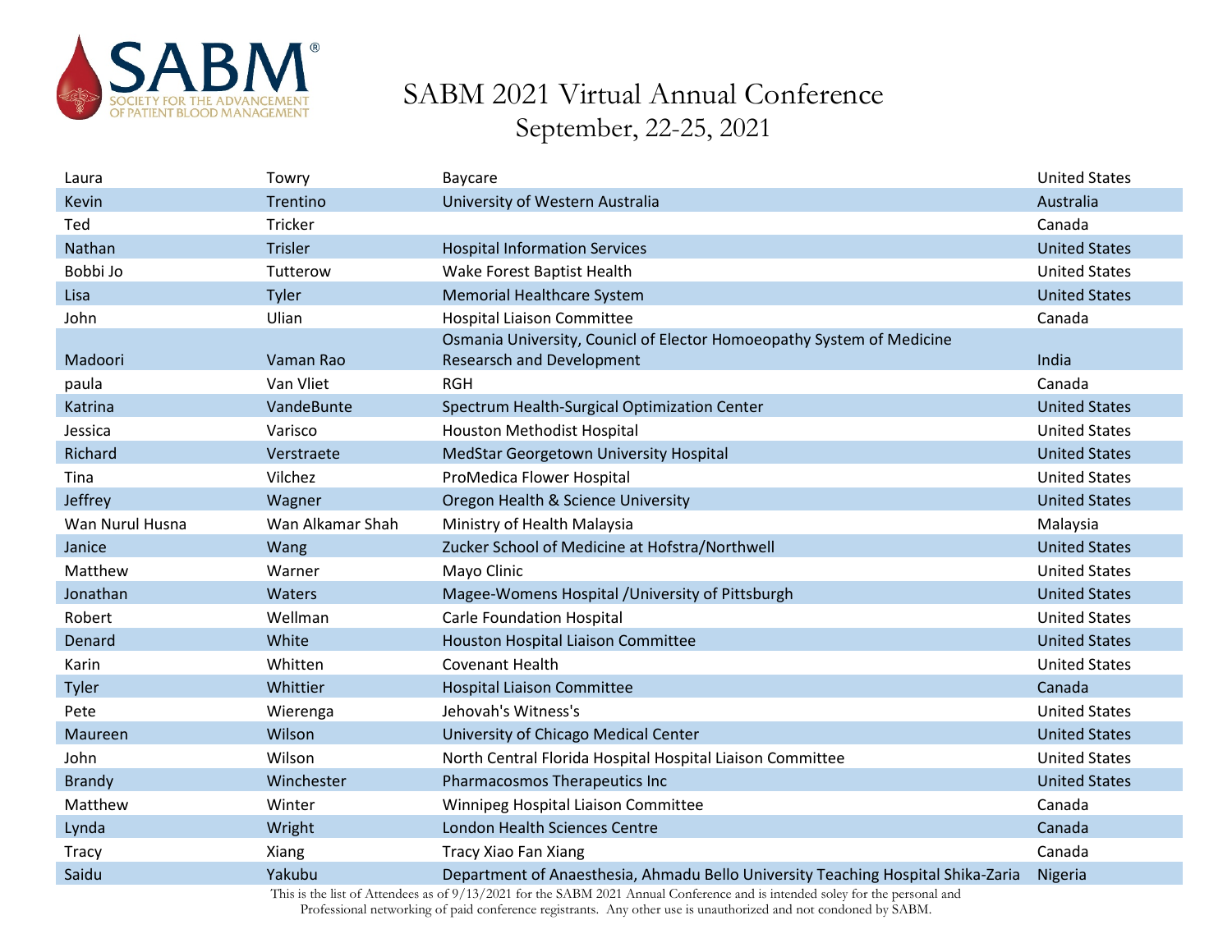# SABM 2021 Virtual Annual Conference

## September, 22-25, 2021

| | | | |
|---|---|---|---|
| Laura | Towry | Baycare | United States |
| Kevin | Trentino | University of Western Australia | Australia |
| Ted | Tricker | | Canada |
| Nathan | Trisler | Hospital Information Services | United States |
| Bobbi Jo | Tutterow | Wake Forest Baptist Health | United States |
| Lisa | Tyler | Memorial Healthcare System | United States |
| John | Ulian | Hospital Liaison Committee | Canada |
| Madoori | Vaman Rao | Osmania University, Counicl of Elector Homoeopathy System of Medicine Researsch and Development | India |
| paula | Van Vliet | RGH | Canada |
| Katrina | VandeBunte | Spectrum Health-Surgical Optimization Center | United States |
| Jessica | Varisco | Houston Methodist Hospital | United States |
| Richard | Verstraete | MedStar Georgetown University Hospital | United States |
| Tina | Vilchez | ProMedica Flower Hospital | United States |
| Jeffrey | Wagner | Oregon Health & Science University | United States |
| Wan Nurul Husna | Wan Alkamar Shah | Ministry of Health Malaysia | Malaysia |
| Janice | Wang | Zucker School of Medicine at Hofstra/Northwell | United States |
| Matthew | Warner | Mayo Clinic | United States |
| Jonathan | Waters | Magee-Womens Hospital /University of Pittsburgh | United States |
| Robert | Wellman | Carle Foundation Hospital | United States |
| Denard | White | Houston Hospital Liaison Committee | United States |
| Karin | Whitten | Covenant Health | United States |
| Tyler | Whittier | Hospital Liaison Committee | Canada |
| Pete | Wierenga | Jehovah's Witness's | United States |
| Maureen | Wilson | University of Chicago Medical Center | United States |
| John | Wilson | North Central Florida Hospital Hospital Liaison Committee | United States |
| Brandy | Winchester | Pharmacosmos Therapeutics Inc | United States |
| Matthew | Winter | Winnipeg Hospital Liaison Committee | Canada |
| Lynda | Wright | London Health Sciences Centre | Canada |
| Tracy | Xiang | Tracy Xiao Fan Xiang | Canada |
| Saidu | Yakubu | Department of Anaesthesia, Ahmadu Bello University Teaching Hospital Shika-Zaria | Nigeria |

This is the list of Attendees as of 9/13/2021 for the SABM 2021 Annual Conference and is intended soley for the personal and Professional networking of paid conference registrants. Any other use is unauthorized and not condoned by SABM.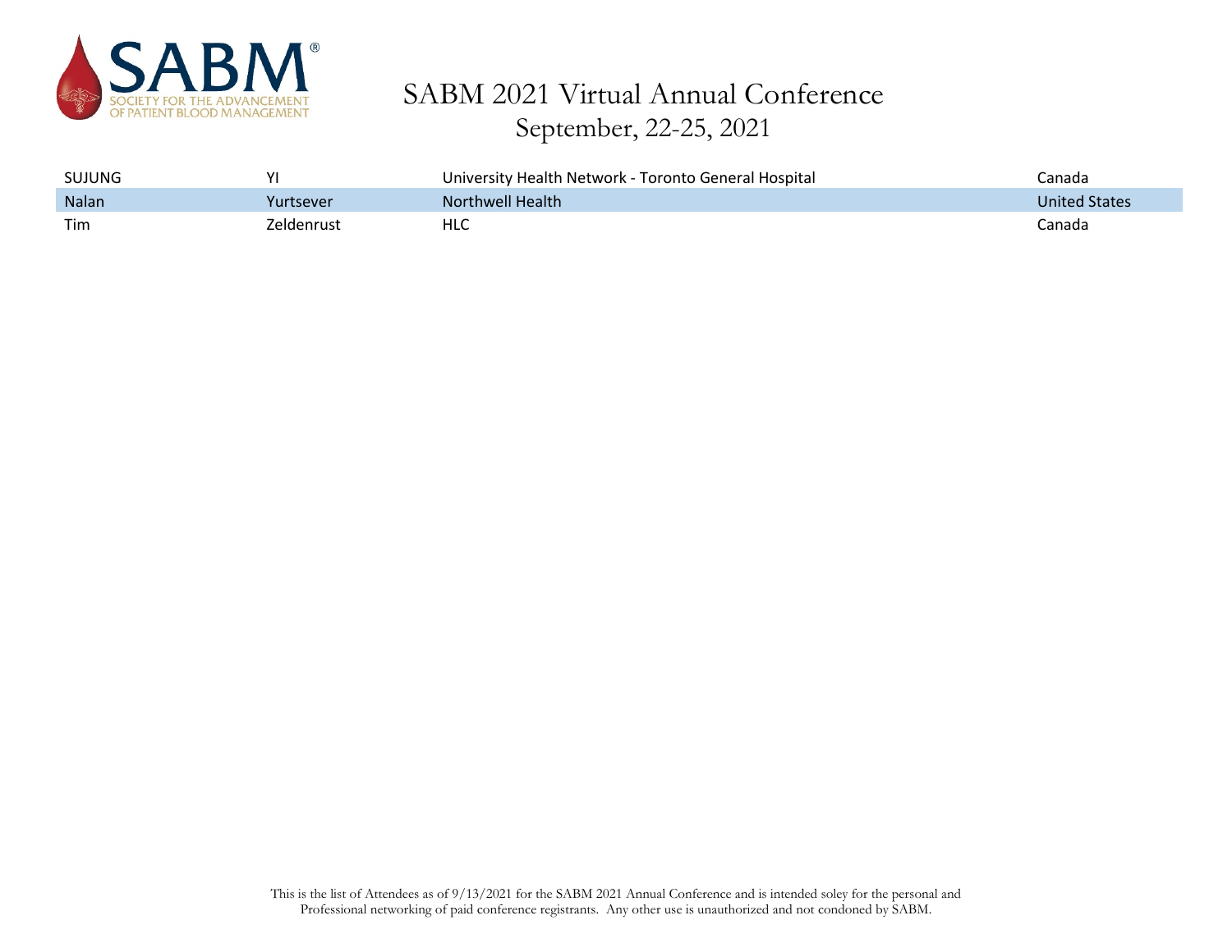| | | | |
|---|---|---|---|
| SUJUNG | YI | University Health Network - Toronto General Hospital | Canada |
| Nalan | Yurtsever | Northwell Health | United States |
| Tim | Zeldenrust | HLC | Canada |

This is the list of Attendees as of 9/13/2021 for the SABM 2021 Annual Conference and is intended soley for the personal and Professional networking of paid conference registrants. Any other use is unauthorized and not condoned by SABM.